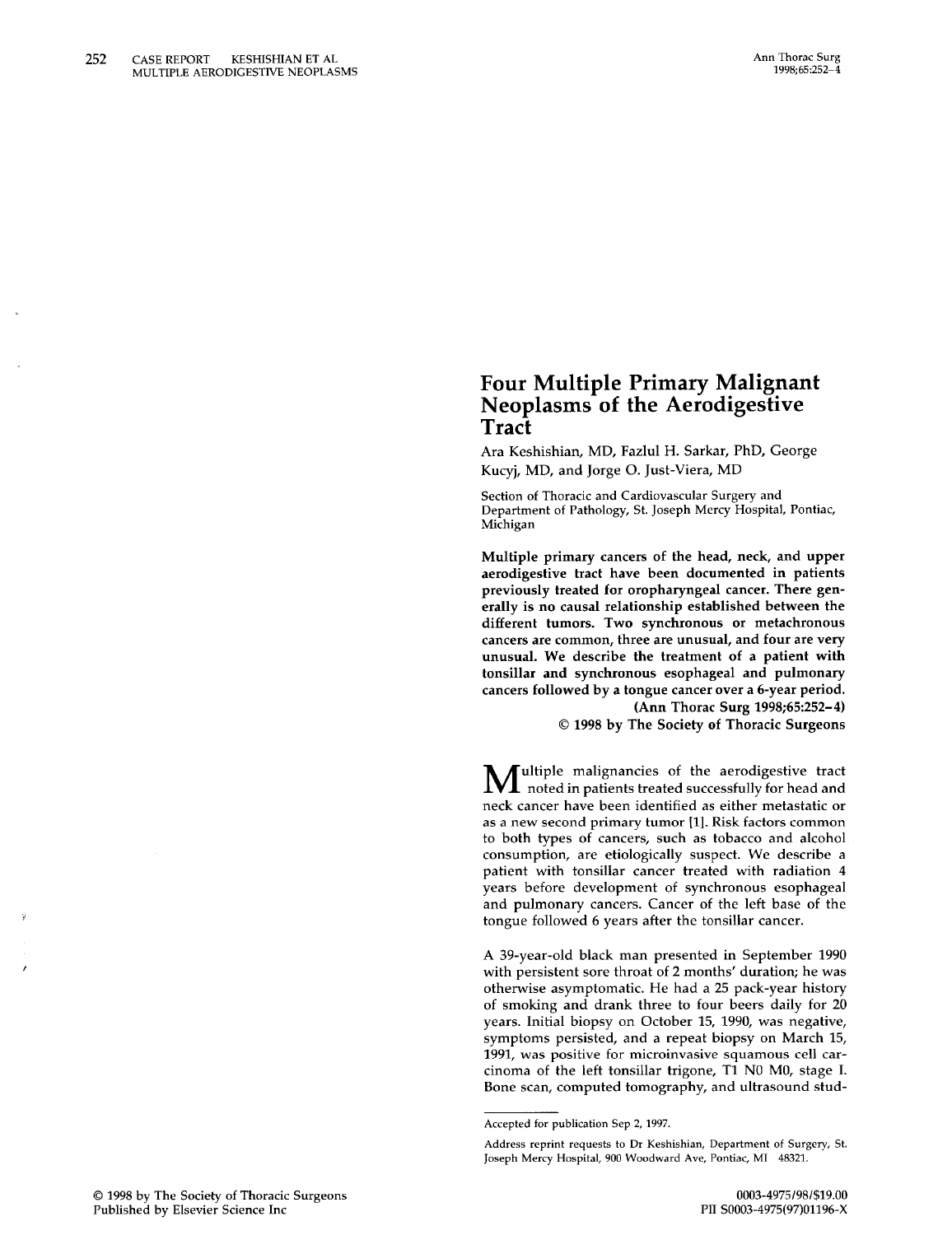# Four Multiple Primary Malignant Neoplasms of the Aerodigestive Tract

Ara Keshishian, MD, Fazlul H. Sarkar, PhD, George Kucyj, MD, and Jorge O. Just-Viera, MD

Section of Thoracic and Cardiovascular Surgery and Department of Pathology, St. Joseph Mercy Hospital, Pontiac, Michigan

**Multiple primary cancers of the head, neck, and upper aerodigestive tract have been documented in patients previously treated for oropharyngeal cancer. There generally is no causal relationship established between the different tumors. Two synchronous or metachronous cancers are common, three are unusual, and four are very unusual. We describe the treatment of a patient with tonsillar and synchronous esophageal and pulmonary cancers followed by a tongue cancer over a 6-year period.**

**(Ann Thorac Surg 1998;65:252–4)**

**© 1998 by The Society of Thoracic Surgeons**

Multiple malignancies of the aerodigestive tract noted in patients treated successfully for head and neck cancer have been identified as either metastatic or as a new second primary tumor [1]. Risk factors common to both types of cancers, such as tobacco and alcohol consumption, are etiologically suspect. We describe a patient with tonsillar cancer treated with radiation 4 years before development of synchronous esophageal and pulmonary cancers. Cancer of the left base of the tongue followed 6 years after the tonsillar cancer.

A 39-year-old black man presented in September 1990 with persistent sore throat of 2 months' duration; he was otherwise asymptomatic. He had a 25 pack-year history of smoking and drank three to four beers daily for 20 years. Initial biopsy on October 15, 1990, was negative, symptoms persisted, and a repeat biopsy on March 15, 1991, was positive for microinvasive squamous cell carcinoma of the left tonsillar trigone, T1 N0 M0, stage I. Bone scan, computed tomography, and ultrasound stud-

Accepted for publication Sep 2, 1997.

Address reprint requests to Dr Keshishian, Department of Surgery, St. Joseph Mercy Hospital, 900 Woodward Ave, Pontiac, MI 48321.

© 1998 by The Society of Thoracic Surgeons
Published by Elsevier Science Inc

0003-4975/98/$19.00
PII S0003-4975(97)01196-X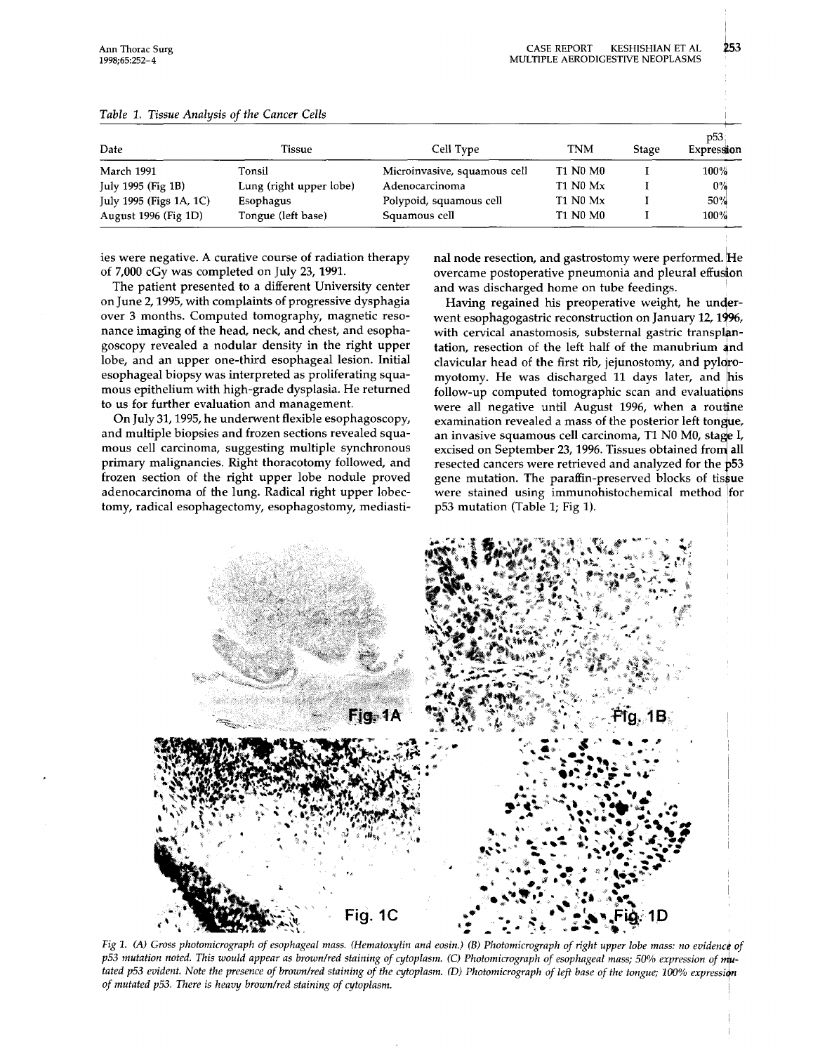*Table 1. Tissue Analysis of the Cancer Cells*

| Date | Tissue | Cell Type | TNM | Stage | p53 Expression |
|---|---|---|---|---|---|
| March 1991 | Tonsil | Microinvasive, squamous cell | T1 N0 M0 | I | 100% |
| July 1995 (Fig 1B) | Lung (right upper lobe) | Adenocarcinoma | T1 N0 Mx | I | 0% |
| July 1995 (Figs 1A, 1C) | Esophagus | Polypoid, squamous cell | T1 N0 Mx | I | 50% |
| August 1996 (Fig 1D) | Tongue (left base) | Squamous cell | T1 N0 M0 | I | 100% |

ies were negative. A curative course of radiation therapy of 7,000 cGy was completed on July 23, 1991.

The patient presented to a different University center on June 2, 1995, with complaints of progressive dysphagia over 3 months. Computed tomography, magnetic resonance imaging of the head, neck, and chest, and esophagoscopy revealed a nodular density in the right upper lobe, and an upper one-third esophageal lesion. Initial esophageal biopsy was interpreted as proliferating squamous epithelium with high-grade dysplasia. He returned to us for further evaluation and management.

On July 31, 1995, he underwent flexible esophagoscopy, and multiple biopsies and frozen sections revealed squamous cell carcinoma, suggesting multiple synchronous primary malignancies. Right thoracotomy followed, and frozen section of the right upper lobe nodule proved adenocarcinoma of the lung. Radical right upper lobectomy, radical esophagectomy, esophagostomy, mediastinal node resection, and gastrostomy were performed. He overcame postoperative pneumonia and pleural effusion and was discharged home on tube feedings.

Having regained his preoperative weight, he underwent esophagogastric reconstruction on January 12, 1996, with cervical anastomosis, substernal gastric transplantation, resection of the left half of the manubrium and clavicular head of the first rib, jejunostomy, and pyloromyotomy. He was discharged 11 days later, and his follow-up computed tomographic scan and evaluations were all negative until August 1996, when a routine examination revealed a mass of the posterior left tongue, an invasive squamous cell carcinoma, T1 N0 M0, stage I, excised on September 23, 1996. Tissues obtained from all resected cancers were retrieved and analyzed for the p53 gene mutation. The paraffin-preserved blocks of tissue were stained using immunohistochemical method for p53 mutation (Table 1; Fig 1).

*Fig 1. (A) Gross photomicrograph of esophageal mass. (Hematoxylin and eosin.) (B) Photomicrograph of right upper lobe mass: no evidence of p53 mutation noted. This would appear as brown/red staining of cytoplasm. (C) Photomicrograph of esophageal mass; 50% expression of mutated p53 evident. Note the presence of brown/red staining of the cytoplasm. (D) Photomicrograph of left base of the tongue; 100% expression of mutated p53. There is heavy brown/red staining of cytoplasm.*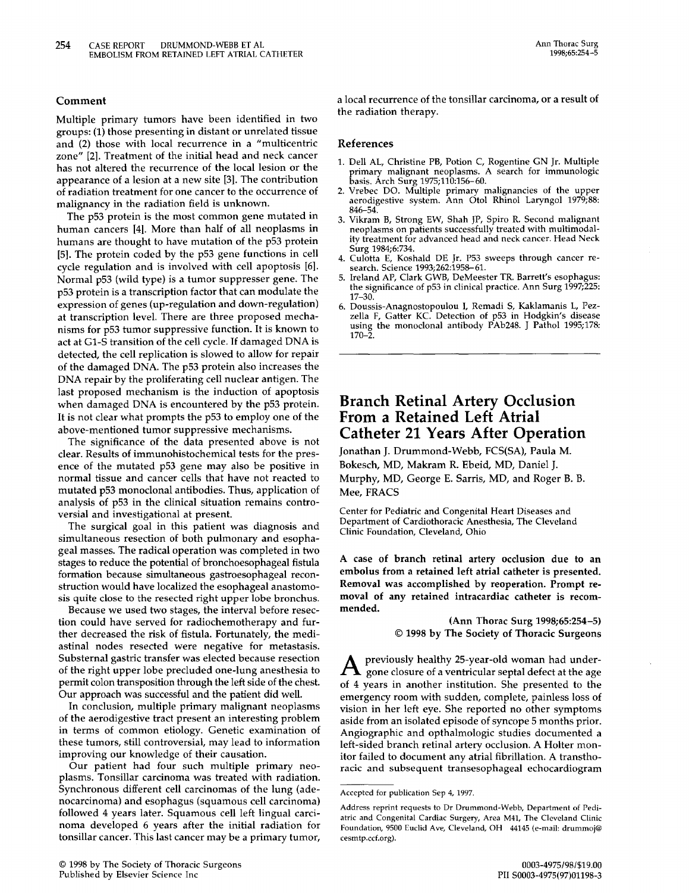## Comment

Multiple primary tumors have been identified in two groups: (1) those presenting in distant or unrelated tissue and (2) those with local recurrence in a "multicentric zone" [2]. Treatment of the initial head and neck cancer has not altered the recurrence of the local lesion or the appearance of a lesion at a new site [3]. The contribution of radiation treatment for one cancer to the occurrence of malignancy in the radiation field is unknown.

The p53 protein is the most common gene mutated in human cancers [4]. More than half of all neoplasms in humans are thought to have mutation of the p53 protein [5]. The protein coded by the p53 gene functions in cell cycle regulation and is involved with cell apoptosis [6]. Normal p53 (wild type) is a tumor suppresser gene. The p53 protein is a transcription factor that can modulate the expression of genes (up-regulation and down-regulation) at transcription level. There are three proposed mechanisms for p53 tumor suppressive function. It is known to act at G1-S transition of the cell cycle. If damaged DNA is detected, the cell replication is slowed to allow for repair of the damaged DNA. The p53 protein also increases the DNA repair by the proliferating cell nuclear antigen. The last proposed mechanism is the induction of apoptosis when damaged DNA is encountered by the p53 protein. It is not clear what prompts the p53 to employ one of the above-mentioned tumor suppressive mechanisms.

The significance of the data presented above is not clear. Results of immunohistochemical tests for the presence of the mutated p53 gene may also be positive in normal tissue and cancer cells that have not reacted to mutated p53 monoclonal antibodies. Thus, application of analysis of p53 in the clinical situation remains controversial and investigational at present.

The surgical goal in this patient was diagnosis and simultaneous resection of both pulmonary and esophageal masses. The radical operation was completed in two stages to reduce the potential of bronchoesophageal fistula formation because simultaneous gastroesophageal reconstruction would have localized the esophageal anastomosis quite close to the resected right upper lobe bronchus.

Because we used two stages, the interval before resection could have served for radiochemotherapy and further decreased the risk of fistula. Fortunately, the mediastinal nodes resected were negative for metastasis. Substernal gastric transfer was elected because resection of the right upper lobe precluded one-lung anesthesia to permit colon transposition through the left side of the chest. Our approach was successful and the patient did well.

In conclusion, multiple primary malignant neoplasms of the aerodigestive tract present an interesting problem in terms of common etiology. Genetic examination of these tumors, still controversial, may lead to information improving our knowledge of their causation.

Our patient had four such multiple primary neoplasms. Tonsillar carcinoma was treated with radiation. Synchronous different cell carcinomas of the lung (adenocarcinoma) and esophagus (squamous cell carcinoma) followed 4 years later. Squamous cell left lingual carcinoma developed 6 years after the initial radiation for tonsillar cancer. This last cancer may be a primary tumor, a local recurrence of the tonsillar carcinoma, or a result of the radiation therapy.

## References

1. Dell AL, Christine PB, Potion C, Rogentine GN Jr. Multiple primary malignant neoplasms. A search for immunologic basis. Arch Surg 1975;110:156–60.
2. Vrebec DO. Multiple primary malignancies of the upper aerodigestive system. Ann Otol Rhinol Laryngol 1979;88: 846–54.
3. Vikram B, Strong EW, Shah JP, Spiro R. Second malignant neoplasms on patients successfully treated with multimodality treatment for advanced head and neck cancer. Head Neck Surg 1984;6:734.
4. Culotta E, Koshald DE Jr. P53 sweeps through cancer research. Science 1993;262:1958–61.
5. Ireland AP, Clark GWB, DeMeester TR. Barrett's esophagus: the significance of p53 in clinical practice. Ann Surg 1997;225: 17–30.
6. Doussis-Anagnostopoulou I, Remadi S, Kaklamanis L, Pezzella F, Gatter KC. Detection of p53 in Hodgkin's disease using the monoclonal antibody PAb248. J Pathol 1995;178: 170–2.

# Branch Retinal Artery Occlusion From a Retained Left Atrial Catheter 21 Years After Operation

Jonathan J. Drummond-Webb, FCS(SA), Paula M. Bokesch, MD, Makram R. Ebeid, MD, Daniel J. Murphy, MD, George E. Sarris, MD, and Roger B. B. Mee, FRACS

Center for Pediatric and Congenital Heart Diseases and Department of Cardiothoracic Anesthesia, The Cleveland Clinic Foundation, Cleveland, Ohio

**A case of branch retinal artery occlusion due to an embolus from a retained left atrial catheter is presented. Removal was accomplished by reoperation. Prompt removal of any retained intracardiac catheter is recommended.**

**(Ann Thorac Surg 1998;65:254–5)**
**© 1998 by The Society of Thoracic Surgeons**

A previously healthy 25-year-old woman had undergone closure of a ventricular septal defect at the age of 4 years in another institution. She presented to the emergency room with sudden, complete, painless loss of vision in her left eye. She reported no other symptoms aside from an isolated episode of syncope 5 months prior. Angiographic and opthalmologic studies documented a left-sided branch retinal artery occlusion. A Holter monitor failed to document any atrial fibrillation. A transthoracic and subsequent transesophageal echocardiogram

Accepted for publication Sep 4, 1997.

Address reprint requests to Dr Drummond-Webb, Department of Pediatric and Congenital Cardiac Surgery, Area M41, The Cleveland Clinic Foundation, 9500 Euclid Ave, Cleveland, OH 44145 (e-mail: drummoj@cesmtp.ccf.org).

© 1998 by The Society of Thoracic Surgeons
Published by Elsevier Science Inc

0003-4975/98/$19.00
PII S0003-4975(97)01198-3